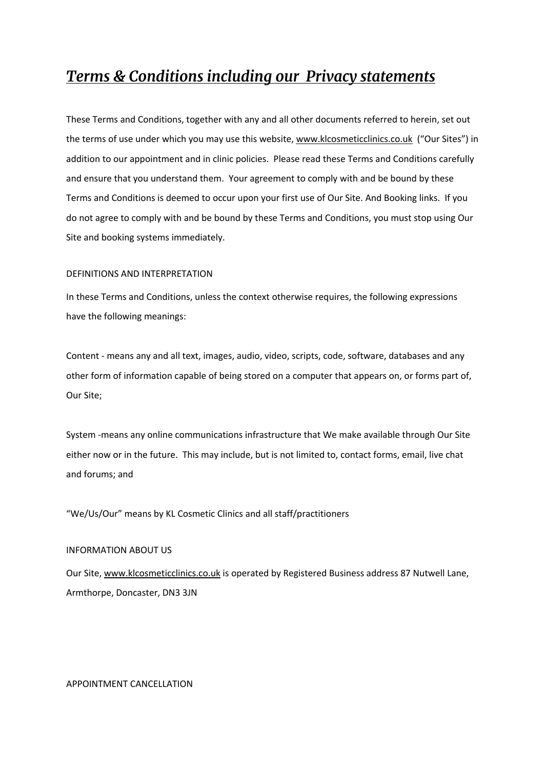# *Terms & Conditions including our Privacy statements*

These Terms and Conditions, together with any and all other documents referred to herein, set out the terms of use under which you may use this website, www.klcosmeticclinics.co.uk ("Our Sites") in addition to our appointment and in clinic policies. Please read these Terms and Conditions carefully and ensure that you understand them. Your agreement to comply with and be bound by these Terms and Conditions is deemed to occur upon your first use of Our Site. And Booking links. If you do not agree to comply with and be bound by these Terms and Conditions, you must stop using Our Site and booking systems immediately.

DEFINITIONS AND INTERPRETATION

In these Terms and Conditions, unless the context otherwise requires, the following expressions have the following meanings:

Content - means any and all text, images, audio, video, scripts, code, software, databases and any other form of information capable of being stored on a computer that appears on, or forms part of, Our Site;

System -means any online communications infrastructure that We make available through Our Site either now or in the future. This may include, but is not limited to, contact forms, email, live chat and forums; and

"We/Us/Our" means by KL Cosmetic Clinics and all staff/practitioners

INFORMATION ABOUT US

Our Site, www.klcosmeticclinics.co.uk is operated by Registered Business address 87 Nutwell Lane, Armthorpe, Doncaster, DN3 3JN

APPOINTMENT CANCELLATION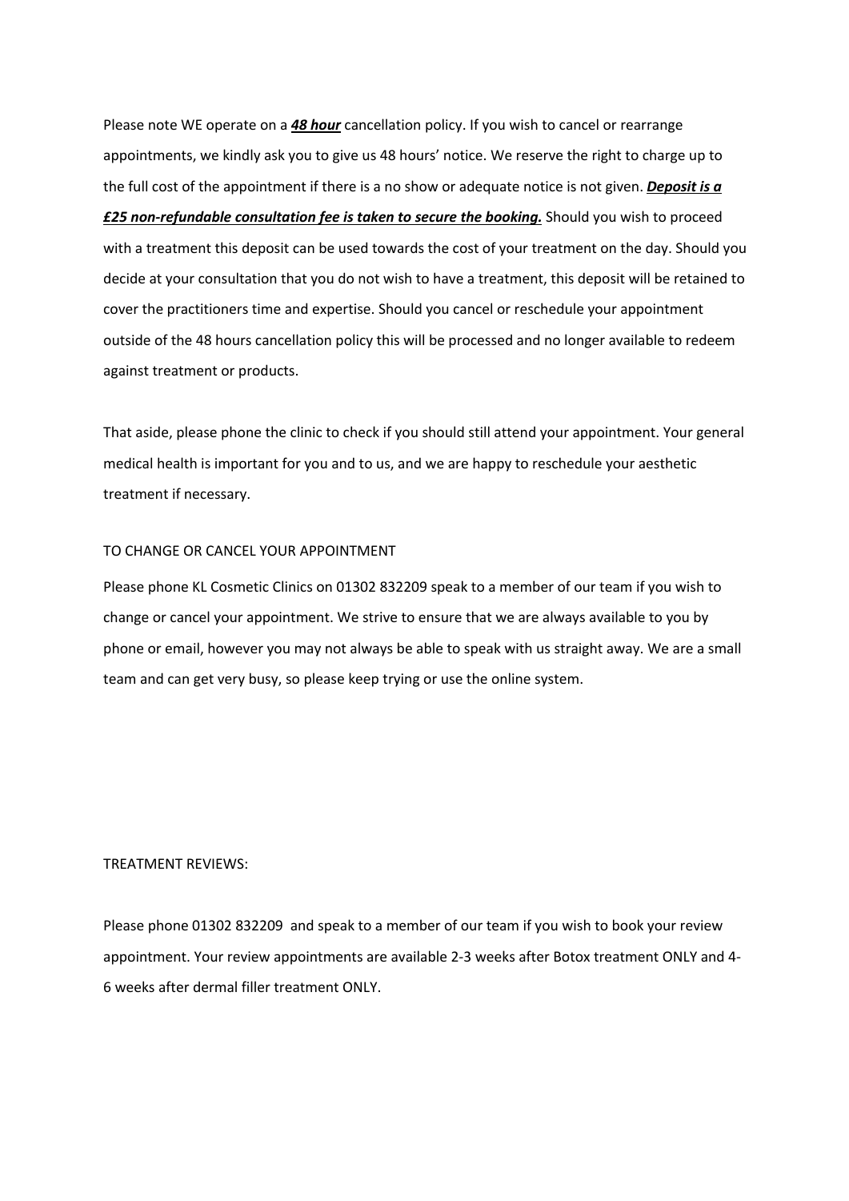Please note WE operate on a ***48 hour*** cancellation policy. If you wish to cancel or rearrange appointments, we kindly ask you to give us 48 hours' notice. We reserve the right to charge up to the full cost of the appointment if there is a no show or adequate notice is not given. ***Deposit is a £25 non-refundable consultation fee is taken to secure the booking.*** Should you wish to proceed with a treatment this deposit can be used towards the cost of your treatment on the day. Should you decide at your consultation that you do not wish to have a treatment, this deposit will be retained to cover the practitioners time and expertise. Should you cancel or reschedule your appointment outside of the 48 hours cancellation policy this will be processed and no longer available to redeem against treatment or products.

That aside, please phone the clinic to check if you should still attend your appointment. Your general medical health is important for you and to us, and we are happy to reschedule your aesthetic treatment if necessary.

TO CHANGE OR CANCEL YOUR APPOINTMENT

Please phone KL Cosmetic Clinics on 01302 832209 speak to a member of our team if you wish to change or cancel your appointment. We strive to ensure that we are always available to you by phone or email, however you may not always be able to speak with us straight away. We are a small team and can get very busy, so please keep trying or use the online system.

TREATMENT REVIEWS:

Please phone 01302 832209 and speak to a member of our team if you wish to book your review appointment. Your review appointments are available 2-3 weeks after Botox treatment ONLY and 4-6 weeks after dermal filler treatment ONLY.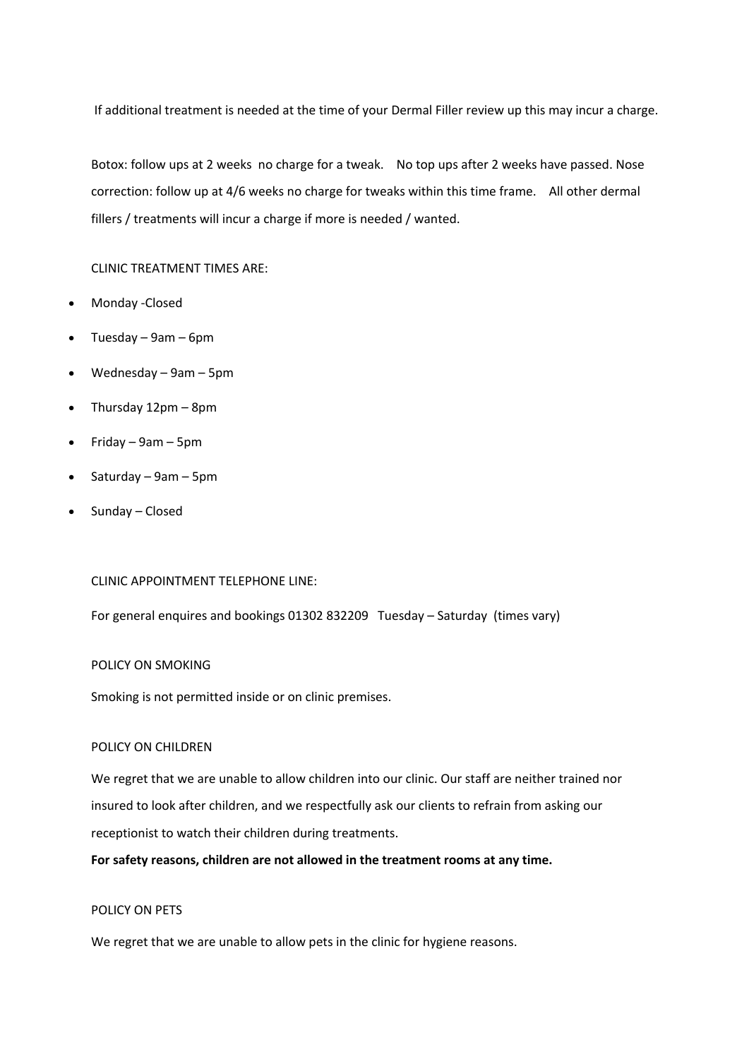If additional treatment is needed at the time of your Dermal Filler review up this may incur a charge.

Botox: follow ups at 2 weeks no charge for a tweak. No top ups after 2 weeks have passed. Nose correction: follow up at 4/6 weeks no charge for tweaks within this time frame. All other dermal fillers / treatments will incur a charge if more is needed / wanted.

CLINIC TREATMENT TIMES ARE:

- Monday -Closed
- Tuesday – 9am – 6pm
- Wednesday – 9am – 5pm
- Thursday 12pm – 8pm
- Friday – 9am – 5pm
- Saturday – 9am – 5pm
- Sunday – Closed

CLINIC APPOINTMENT TELEPHONE LINE:

For general enquires and bookings 01302 832209 Tuesday – Saturday (times vary)

POLICY ON SMOKING

Smoking is not permitted inside or on clinic premises.

POLICY ON CHILDREN

We regret that we are unable to allow children into our clinic. Our staff are neither trained nor insured to look after children, and we respectfully ask our clients to refrain from asking our receptionist to watch their children during treatments.

**For safety reasons, children are not allowed in the treatment rooms at any time.**

POLICY ON PETS

We regret that we are unable to allow pets in the clinic for hygiene reasons.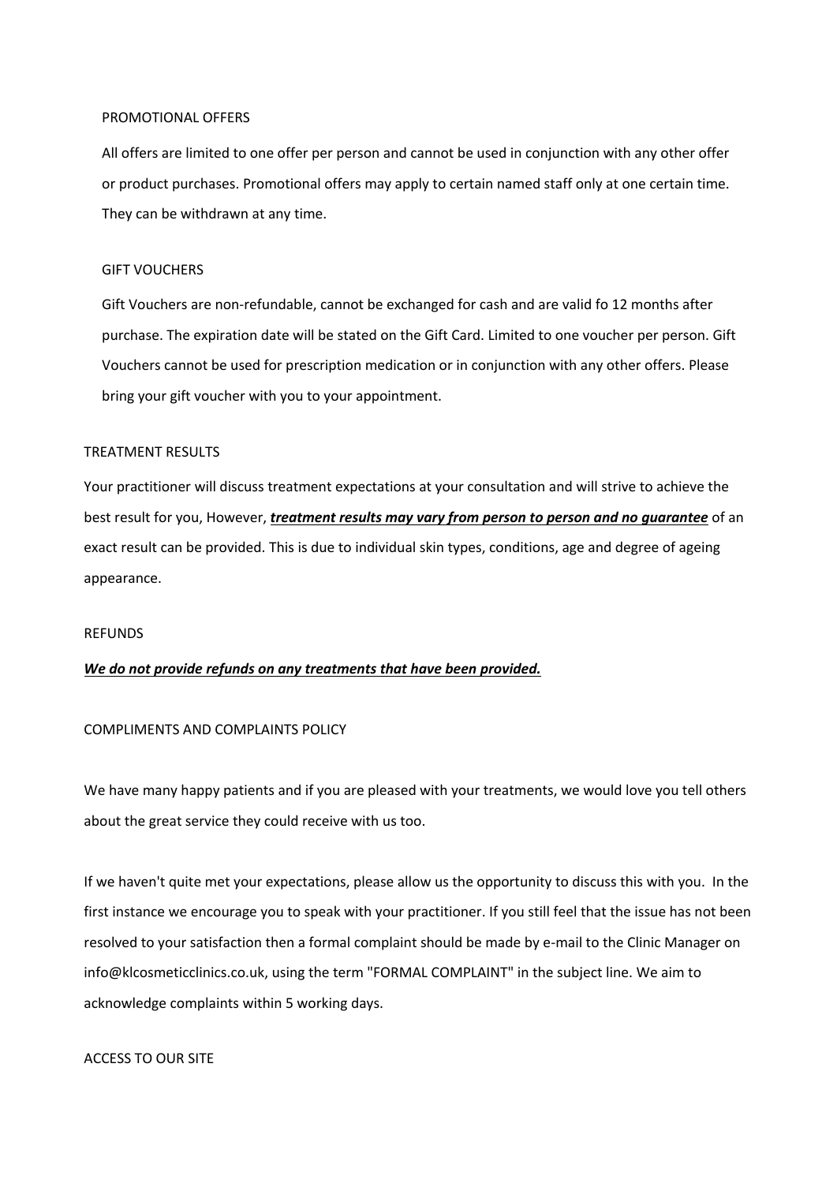## PROMOTIONAL OFFERS

All offers are limited to one offer per person and cannot be used in conjunction with any other offer or product purchases. Promotional offers may apply to certain named staff only at one certain time. They can be withdrawn at any time.

## GIFT VOUCHERS

Gift Vouchers are non-refundable, cannot be exchanged for cash and are valid fo 12 months after purchase. The expiration date will be stated on the Gift Card. Limited to one voucher per person. Gift Vouchers cannot be used for prescription medication or in conjunction with any other offers. Please bring your gift voucher with you to your appointment.

## TREATMENT RESULTS

Your practitioner will discuss treatment expectations at your consultation and will strive to achieve the best result for you, However, <u>***treatment results may vary from person to person and no guarantee***</u> of an exact result can be provided. This is due to individual skin types, conditions, age and degree of ageing appearance.

## REFUNDS

<u>***We do not provide refunds on any treatments that have been provided.***</u>

## COMPLIMENTS AND COMPLAINTS POLICY

We have many happy patients and if you are pleased with your treatments, we would love you tell others about the great service they could receive with us too.

If we haven't quite met your expectations, please allow us the opportunity to discuss this with you. In the first instance we encourage you to speak with your practitioner. If you still feel that the issue has not been resolved to your satisfaction then a formal complaint should be made by e-mail to the Clinic Manager on info@klcosmeticclinics.co.uk, using the term "FORMAL COMPLAINT" in the subject line. We aim to acknowledge complaints within 5 working days.

## ACCESS TO OUR SITE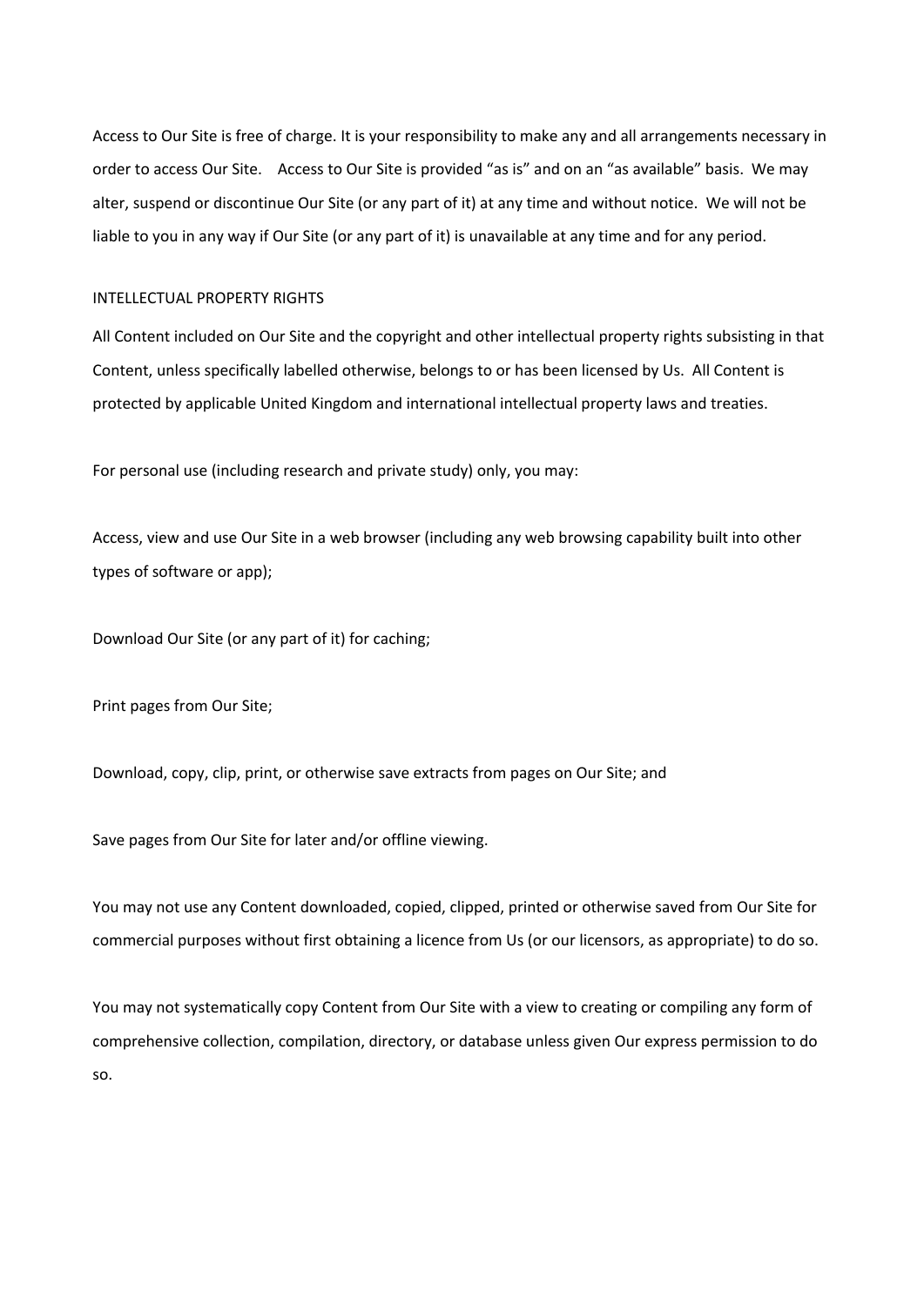Access to Our Site is free of charge. It is your responsibility to make any and all arrangements necessary in order to access Our Site. Access to Our Site is provided "as is" and on an "as available" basis. We may alter, suspend or discontinue Our Site (or any part of it) at any time and without notice. We will not be liable to you in any way if Our Site (or any part of it) is unavailable at any time and for any period.

## INTELLECTUAL PROPERTY RIGHTS

All Content included on Our Site and the copyright and other intellectual property rights subsisting in that Content, unless specifically labelled otherwise, belongs to or has been licensed by Us. All Content is protected by applicable United Kingdom and international intellectual property laws and treaties.

For personal use (including research and private study) only, you may:

Access, view and use Our Site in a web browser (including any web browsing capability built into other types of software or app);

Download Our Site (or any part of it) for caching;

Print pages from Our Site;

Download, copy, clip, print, or otherwise save extracts from pages on Our Site; and

Save pages from Our Site for later and/or offline viewing.

You may not use any Content downloaded, copied, clipped, printed or otherwise saved from Our Site for commercial purposes without first obtaining a licence from Us (or our licensors, as appropriate) to do so.

You may not systematically copy Content from Our Site with a view to creating or compiling any form of comprehensive collection, compilation, directory, or database unless given Our express permission to do so.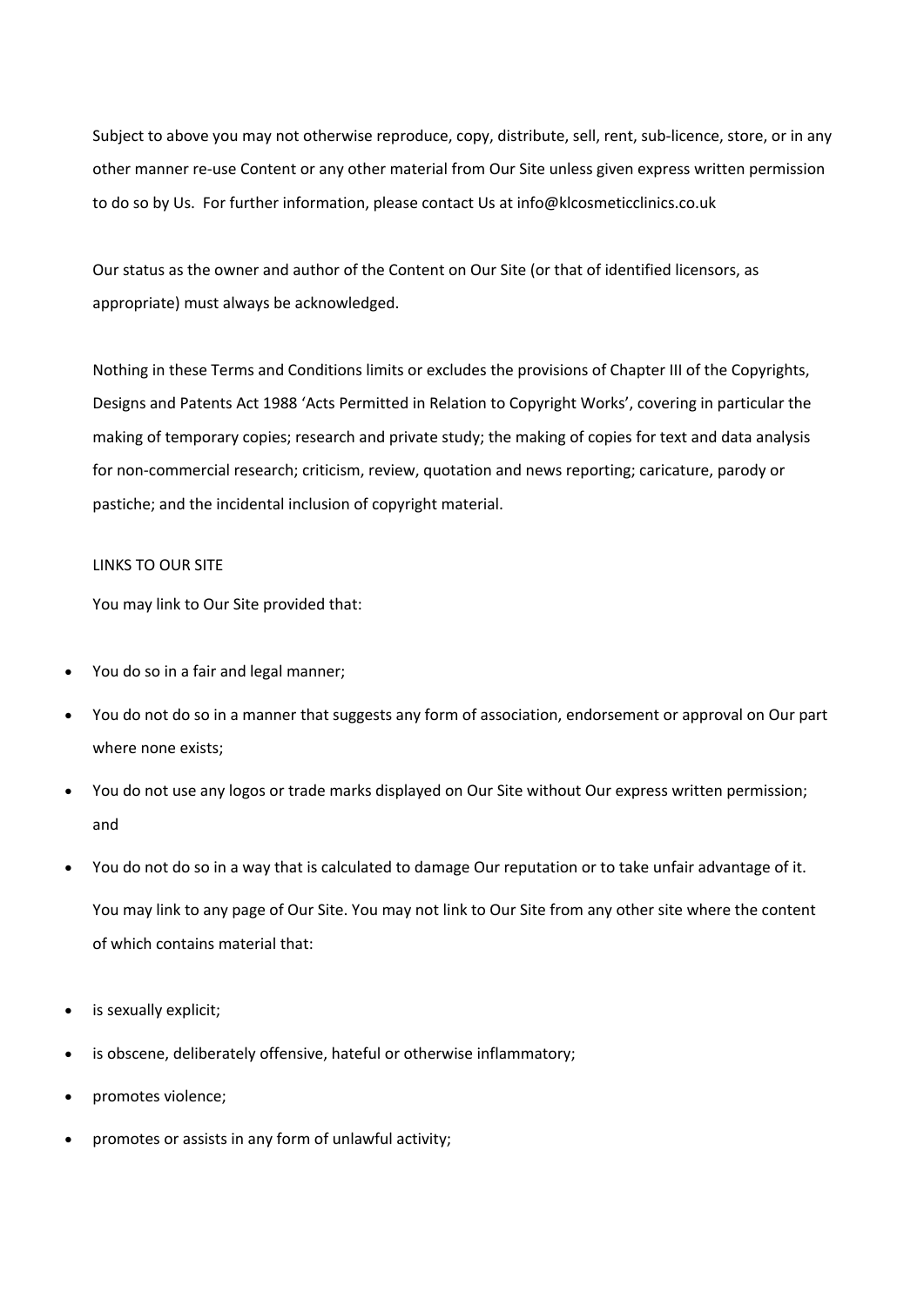Subject to above you may not otherwise reproduce, copy, distribute, sell, rent, sub-licence, store, or in any other manner re-use Content or any other material from Our Site unless given express written permission to do so by Us. For further information, please contact Us at info@klcosmeticclinics.co.uk

Our status as the owner and author of the Content on Our Site (or that of identified licensors, as appropriate) must always be acknowledged.

Nothing in these Terms and Conditions limits or excludes the provisions of Chapter III of the Copyrights, Designs and Patents Act 1988 'Acts Permitted in Relation to Copyright Works', covering in particular the making of temporary copies; research and private study; the making of copies for text and data analysis for non-commercial research; criticism, review, quotation and news reporting; caricature, parody or pastiche; and the incidental inclusion of copyright material.

## LINKS TO OUR SITE

You may link to Our Site provided that:

- You do so in a fair and legal manner;
- You do not do so in a manner that suggests any form of association, endorsement or approval on Our part where none exists;
- You do not use any logos or trade marks displayed on Our Site without Our express written permission; and
- You do not do so in a way that is calculated to damage Our reputation or to take unfair advantage of it.

You may link to any page of Our Site. You may not link to Our Site from any other site where the content of which contains material that:

- is sexually explicit;
- is obscene, deliberately offensive, hateful or otherwise inflammatory;
- promotes violence;
- promotes or assists in any form of unlawful activity;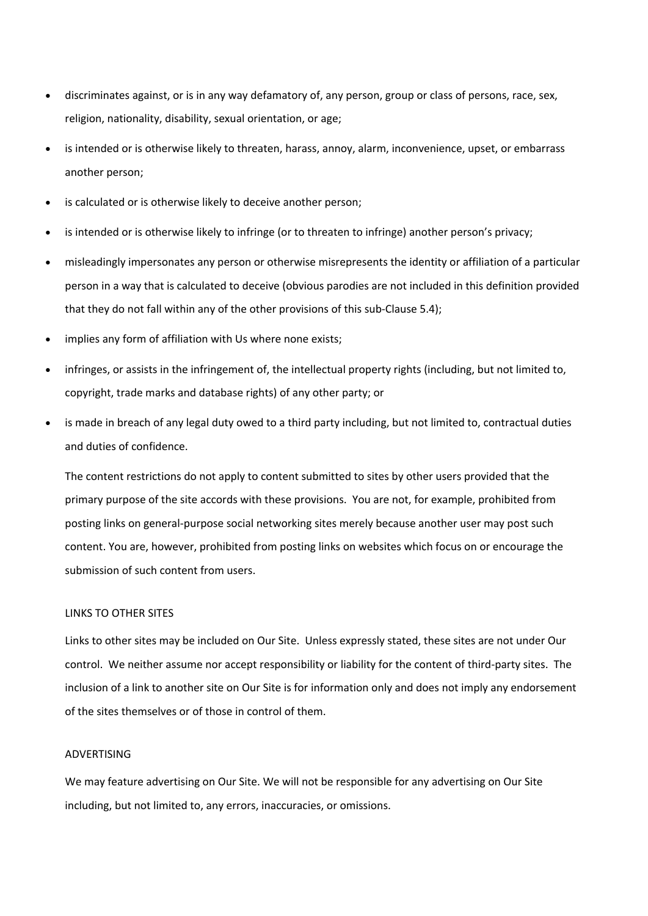- discriminates against, or is in any way defamatory of, any person, group or class of persons, race, sex, religion, nationality, disability, sexual orientation, or age;
- is intended or is otherwise likely to threaten, harass, annoy, alarm, inconvenience, upset, or embarrass another person;
- is calculated or is otherwise likely to deceive another person;
- is intended or is otherwise likely to infringe (or to threaten to infringe) another person's privacy;
- misleadingly impersonates any person or otherwise misrepresents the identity or affiliation of a particular person in a way that is calculated to deceive (obvious parodies are not included in this definition provided that they do not fall within any of the other provisions of this sub-Clause 5.4);
- implies any form of affiliation with Us where none exists;
- infringes, or assists in the infringement of, the intellectual property rights (including, but not limited to, copyright, trade marks and database rights) of any other party; or
- is made in breach of any legal duty owed to a third party including, but not limited to, contractual duties and duties of confidence.

The content restrictions do not apply to content submitted to sites by other users provided that the primary purpose of the site accords with these provisions. You are not, for example, prohibited from posting links on general-purpose social networking sites merely because another user may post such content. You are, however, prohibited from posting links on websites which focus on or encourage the submission of such content from users.

## LINKS TO OTHER SITES

Links to other sites may be included on Our Site. Unless expressly stated, these sites are not under Our control. We neither assume nor accept responsibility or liability for the content of third-party sites. The inclusion of a link to another site on Our Site is for information only and does not imply any endorsement of the sites themselves or of those in control of them.

## ADVERTISING

We may feature advertising on Our Site. We will not be responsible for any advertising on Our Site including, but not limited to, any errors, inaccuracies, or omissions.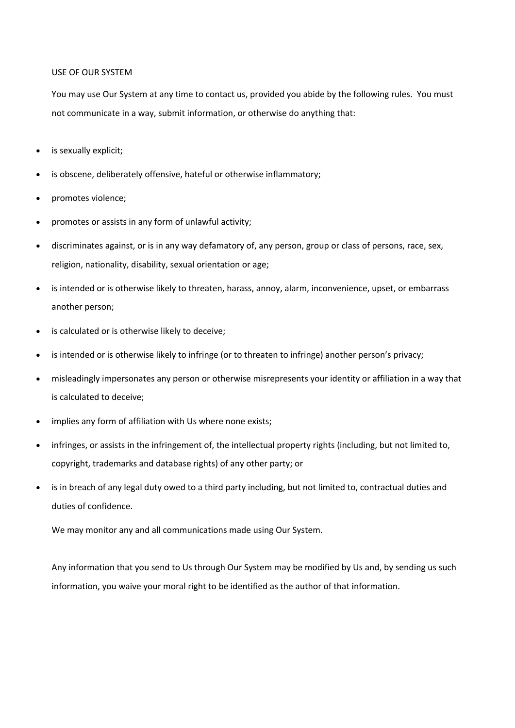USE OF OUR SYSTEM

You may use Our System at any time to contact us, provided you abide by the following rules. You must not communicate in a way, submit information, or otherwise do anything that:

- is sexually explicit;
- is obscene, deliberately offensive, hateful or otherwise inflammatory;
- promotes violence;
- promotes or assists in any form of unlawful activity;
- discriminates against, or is in any way defamatory of, any person, group or class of persons, race, sex, religion, nationality, disability, sexual orientation or age;
- is intended or is otherwise likely to threaten, harass, annoy, alarm, inconvenience, upset, or embarrass another person;
- is calculated or is otherwise likely to deceive;
- is intended or is otherwise likely to infringe (or to threaten to infringe) another person's privacy;
- misleadingly impersonates any person or otherwise misrepresents your identity or affiliation in a way that is calculated to deceive;
- implies any form of affiliation with Us where none exists;
- infringes, or assists in the infringement of, the intellectual property rights (including, but not limited to, copyright, trademarks and database rights) of any other party; or
- is in breach of any legal duty owed to a third party including, but not limited to, contractual duties and duties of confidence.

We may monitor any and all communications made using Our System.

Any information that you send to Us through Our System may be modified by Us and, by sending us such information, you waive your moral right to be identified as the author of that information.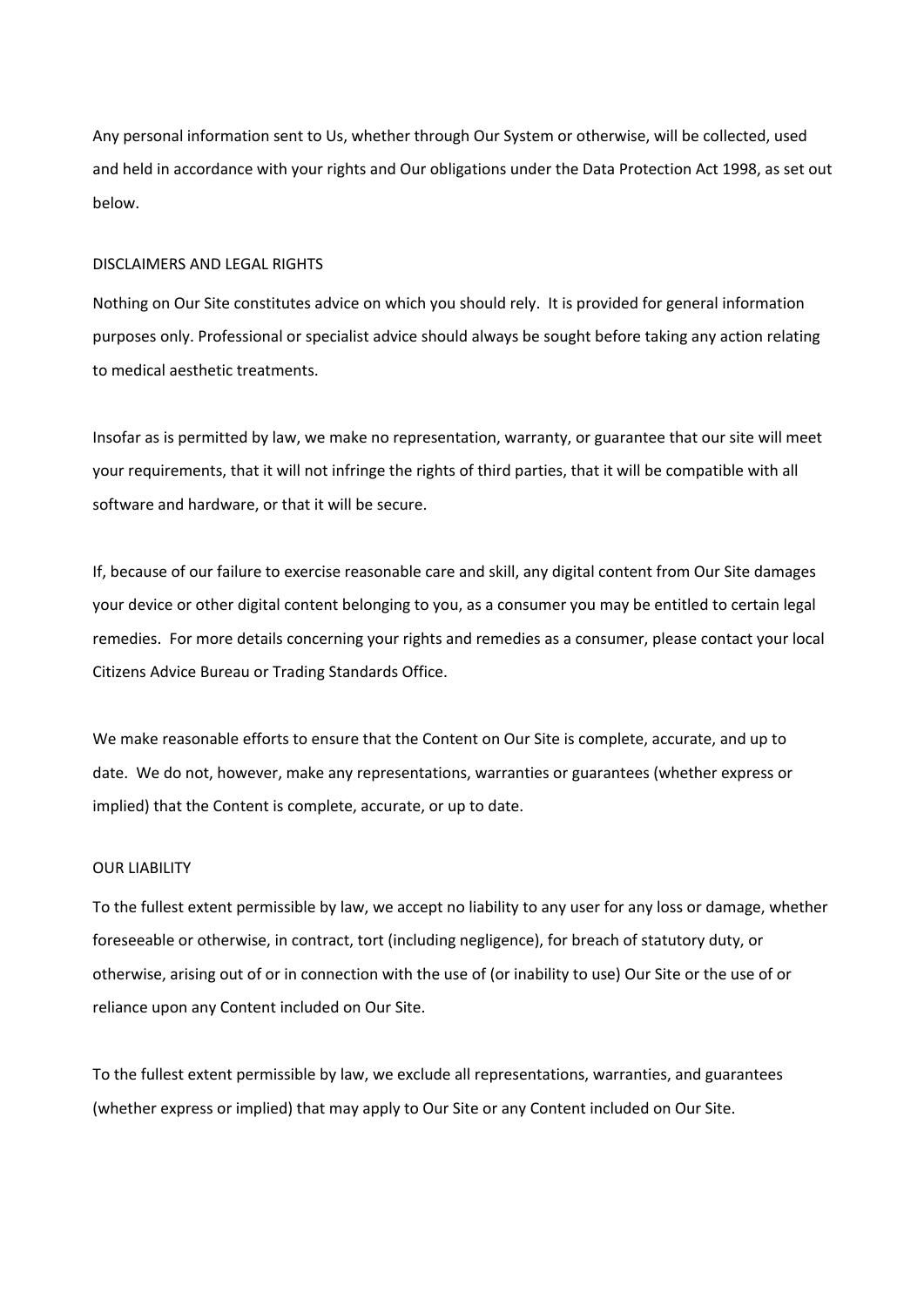Any personal information sent to Us, whether through Our System or otherwise, will be collected, used and held in accordance with your rights and Our obligations under the Data Protection Act 1998, as set out below.

## DISCLAIMERS AND LEGAL RIGHTS

Nothing on Our Site constitutes advice on which you should rely. It is provided for general information purposes only. Professional or specialist advice should always be sought before taking any action relating to medical aesthetic treatments.

Insofar as is permitted by law, we make no representation, warranty, or guarantee that our site will meet your requirements, that it will not infringe the rights of third parties, that it will be compatible with all software and hardware, or that it will be secure.

If, because of our failure to exercise reasonable care and skill, any digital content from Our Site damages your device or other digital content belonging to you, as a consumer you may be entitled to certain legal remedies. For more details concerning your rights and remedies as a consumer, please contact your local Citizens Advice Bureau or Trading Standards Office.

We make reasonable efforts to ensure that the Content on Our Site is complete, accurate, and up to date. We do not, however, make any representations, warranties or guarantees (whether express or implied) that the Content is complete, accurate, or up to date.

## OUR LIABILITY

To the fullest extent permissible by law, we accept no liability to any user for any loss or damage, whether foreseeable or otherwise, in contract, tort (including negligence), for breach of statutory duty, or otherwise, arising out of or in connection with the use of (or inability to use) Our Site or the use of or reliance upon any Content included on Our Site.

To the fullest extent permissible by law, we exclude all representations, warranties, and guarantees (whether express or implied) that may apply to Our Site or any Content included on Our Site.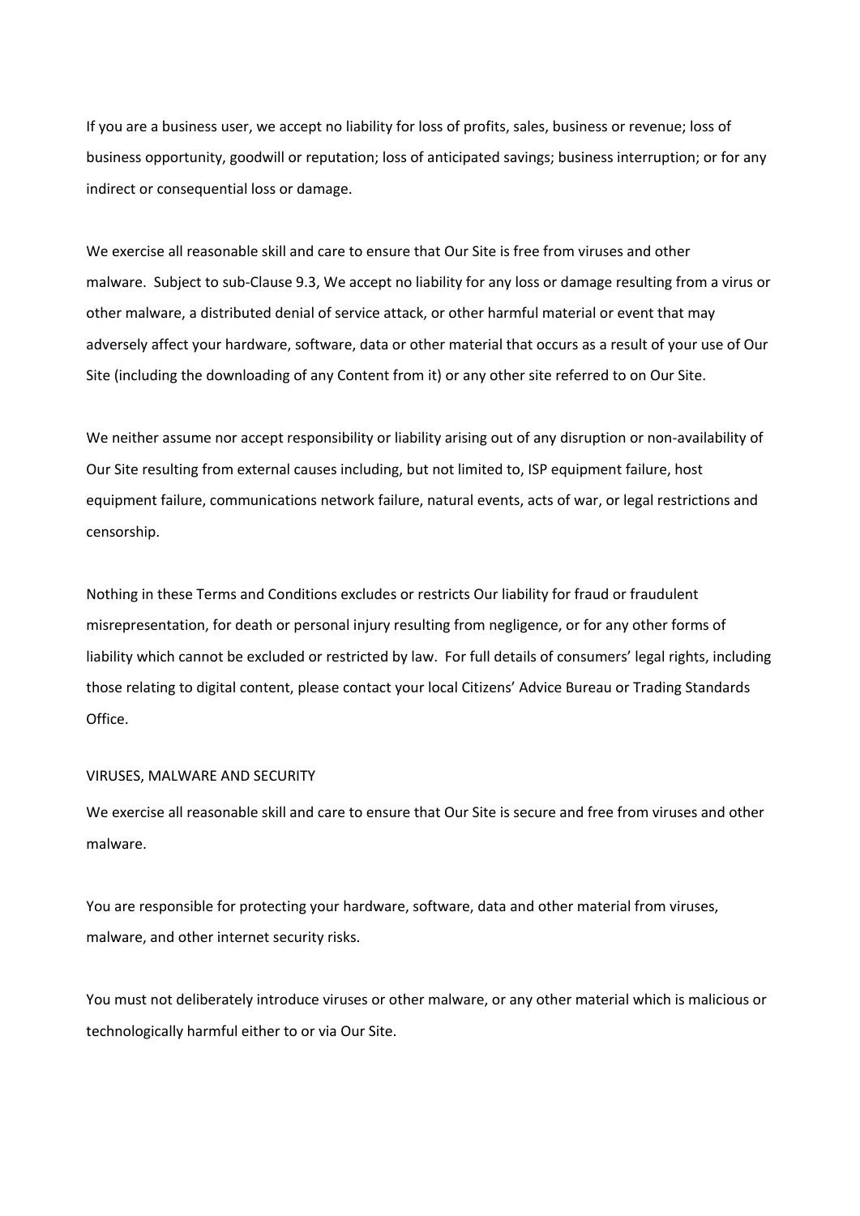If you are a business user, we accept no liability for loss of profits, sales, business or revenue; loss of business opportunity, goodwill or reputation; loss of anticipated savings; business interruption; or for any indirect or consequential loss or damage.

We exercise all reasonable skill and care to ensure that Our Site is free from viruses and other malware. Subject to sub-Clause 9.3, We accept no liability for any loss or damage resulting from a virus or other malware, a distributed denial of service attack, or other harmful material or event that may adversely affect your hardware, software, data or other material that occurs as a result of your use of Our Site (including the downloading of any Content from it) or any other site referred to on Our Site.

We neither assume nor accept responsibility or liability arising out of any disruption or non-availability of Our Site resulting from external causes including, but not limited to, ISP equipment failure, host equipment failure, communications network failure, natural events, acts of war, or legal restrictions and censorship.

Nothing in these Terms and Conditions excludes or restricts Our liability for fraud or fraudulent misrepresentation, for death or personal injury resulting from negligence, or for any other forms of liability which cannot be excluded or restricted by law. For full details of consumers' legal rights, including those relating to digital content, please contact your local Citizens' Advice Bureau or Trading Standards Office.

## VIRUSES, MALWARE AND SECURITY

We exercise all reasonable skill and care to ensure that Our Site is secure and free from viruses and other malware.

You are responsible for protecting your hardware, software, data and other material from viruses, malware, and other internet security risks.

You must not deliberately introduce viruses or other malware, or any other material which is malicious or technologically harmful either to or via Our Site.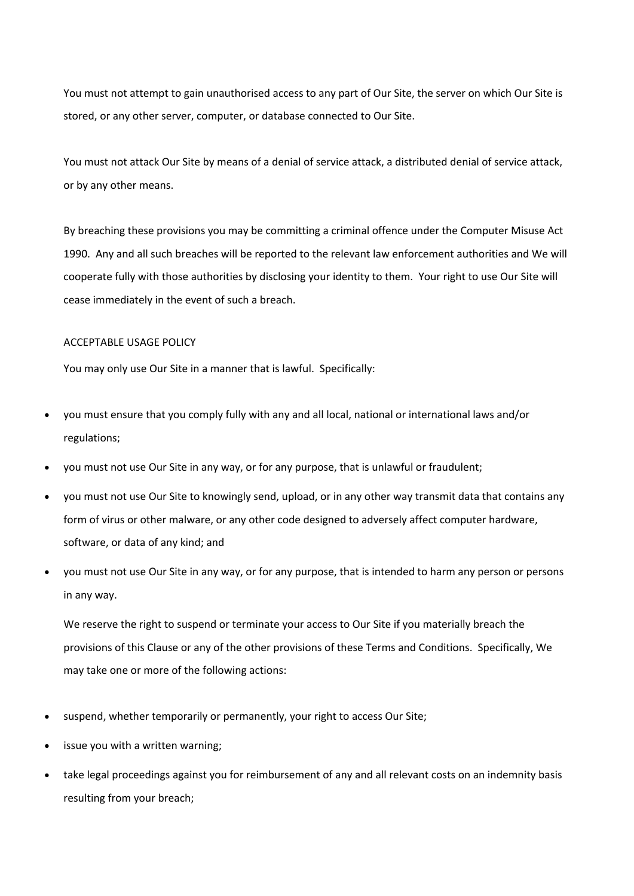You must not attempt to gain unauthorised access to any part of Our Site, the server on which Our Site is stored, or any other server, computer, or database connected to Our Site.

You must not attack Our Site by means of a denial of service attack, a distributed denial of service attack, or by any other means.

By breaching these provisions you may be committing a criminal offence under the Computer Misuse Act 1990. Any and all such breaches will be reported to the relevant law enforcement authorities and We will cooperate fully with those authorities by disclosing your identity to them. Your right to use Our Site will cease immediately in the event of such a breach.

ACCEPTABLE USAGE POLICY

You may only use Our Site in a manner that is lawful. Specifically:

- you must ensure that you comply fully with any and all local, national or international laws and/or regulations;
- you must not use Our Site in any way, or for any purpose, that is unlawful or fraudulent;
- you must not use Our Site to knowingly send, upload, or in any other way transmit data that contains any form of virus or other malware, or any other code designed to adversely affect computer hardware, software, or data of any kind; and
- you must not use Our Site in any way, or for any purpose, that is intended to harm any person or persons in any way.

We reserve the right to suspend or terminate your access to Our Site if you materially breach the provisions of this Clause or any of the other provisions of these Terms and Conditions. Specifically, We may take one or more of the following actions:

- suspend, whether temporarily or permanently, your right to access Our Site;
- issue you with a written warning;
- take legal proceedings against you for reimbursement of any and all relevant costs on an indemnity basis resulting from your breach;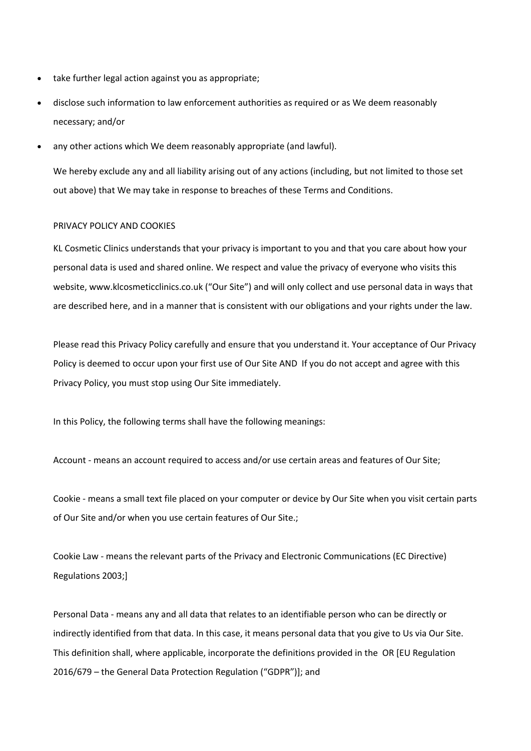- take further legal action against you as appropriate;
- disclose such information to law enforcement authorities as required or as We deem reasonably necessary; and/or
- any other actions which We deem reasonably appropriate (and lawful).

We hereby exclude any and all liability arising out of any actions (including, but not limited to those set out above) that We may take in response to breaches of these Terms and Conditions.

PRIVACY POLICY AND COOKIES

KL Cosmetic Clinics understands that your privacy is important to you and that you care about how your personal data is used and shared online. We respect and value the privacy of everyone who visits this website, www.klcosmeticclinics.co.uk ("Our Site") and will only collect and use personal data in ways that are described here, and in a manner that is consistent with our obligations and your rights under the law.

Please read this Privacy Policy carefully and ensure that you understand it. Your acceptance of Our Privacy Policy is deemed to occur upon your first use of Our Site AND If you do not accept and agree with this Privacy Policy, you must stop using Our Site immediately.

In this Policy, the following terms shall have the following meanings:

Account - means an account required to access and/or use certain areas and features of Our Site;

Cookie - means a small text file placed on your computer or device by Our Site when you visit certain parts of Our Site and/or when you use certain features of Our Site.;

Cookie Law - means the relevant parts of the Privacy and Electronic Communications (EC Directive) Regulations 2003;]

Personal Data - means any and all data that relates to an identifiable person who can be directly or indirectly identified from that data. In this case, it means personal data that you give to Us via Our Site. This definition shall, where applicable, incorporate the definitions provided in the OR [EU Regulation 2016/679 – the General Data Protection Regulation ("GDPR")]; and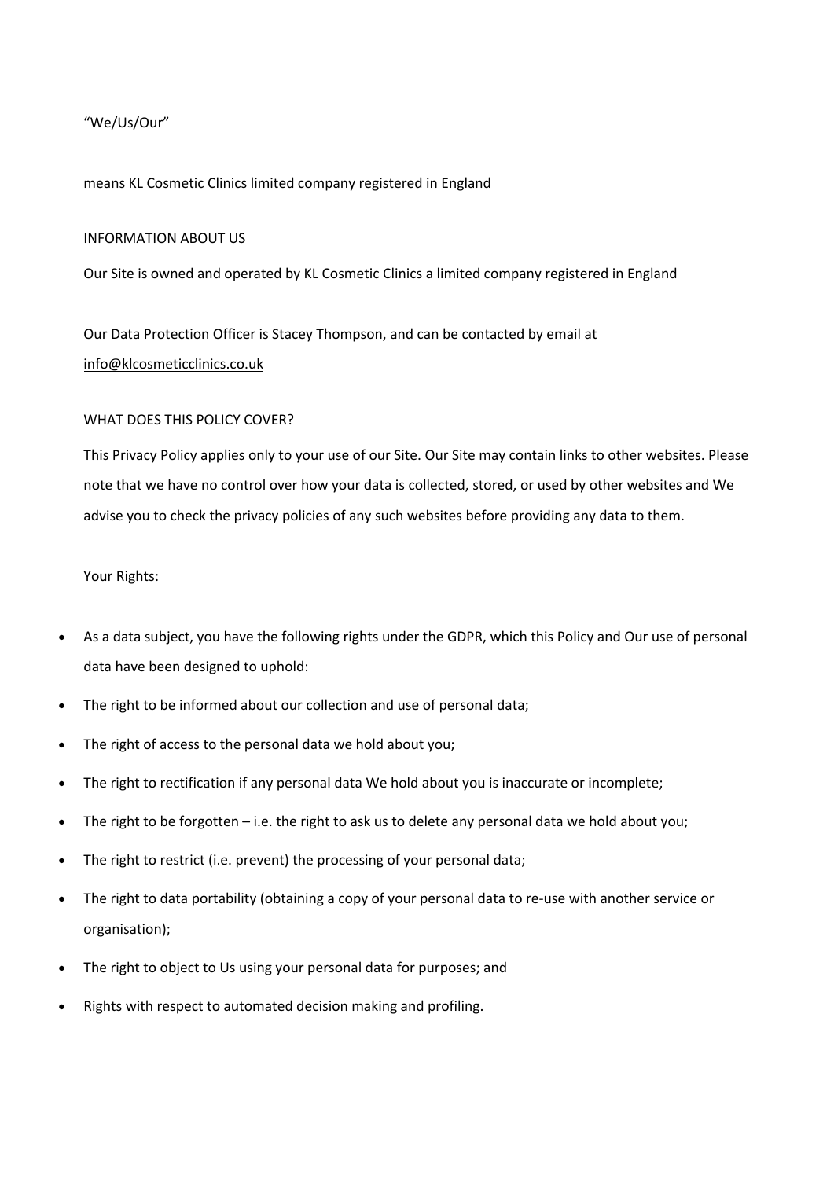"We/Us/Our"

means KL Cosmetic Clinics limited company registered in England

INFORMATION ABOUT US

Our Site is owned and operated by KL Cosmetic Clinics a limited company registered in England

Our Data Protection Officer is Stacey Thompson, and can be contacted by email at info@klcosmeticclinics.co.uk

WHAT DOES THIS POLICY COVER?

This Privacy Policy applies only to your use of our Site. Our Site may contain links to other websites. Please note that we have no control over how your data is collected, stored, or used by other websites and We advise you to check the privacy policies of any such websites before providing any data to them.

Your Rights:

- As a data subject, you have the following rights under the GDPR, which this Policy and Our use of personal data have been designed to uphold:
- The right to be informed about our collection and use of personal data;
- The right of access to the personal data we hold about you;
- The right to rectification if any personal data We hold about you is inaccurate or incomplete;
- The right to be forgotten – i.e. the right to ask us to delete any personal data we hold about you;
- The right to restrict (i.e. prevent) the processing of your personal data;
- The right to data portability (obtaining a copy of your personal data to re-use with another service or organisation);
- The right to object to Us using your personal data for purposes; and
- Rights with respect to automated decision making and profiling.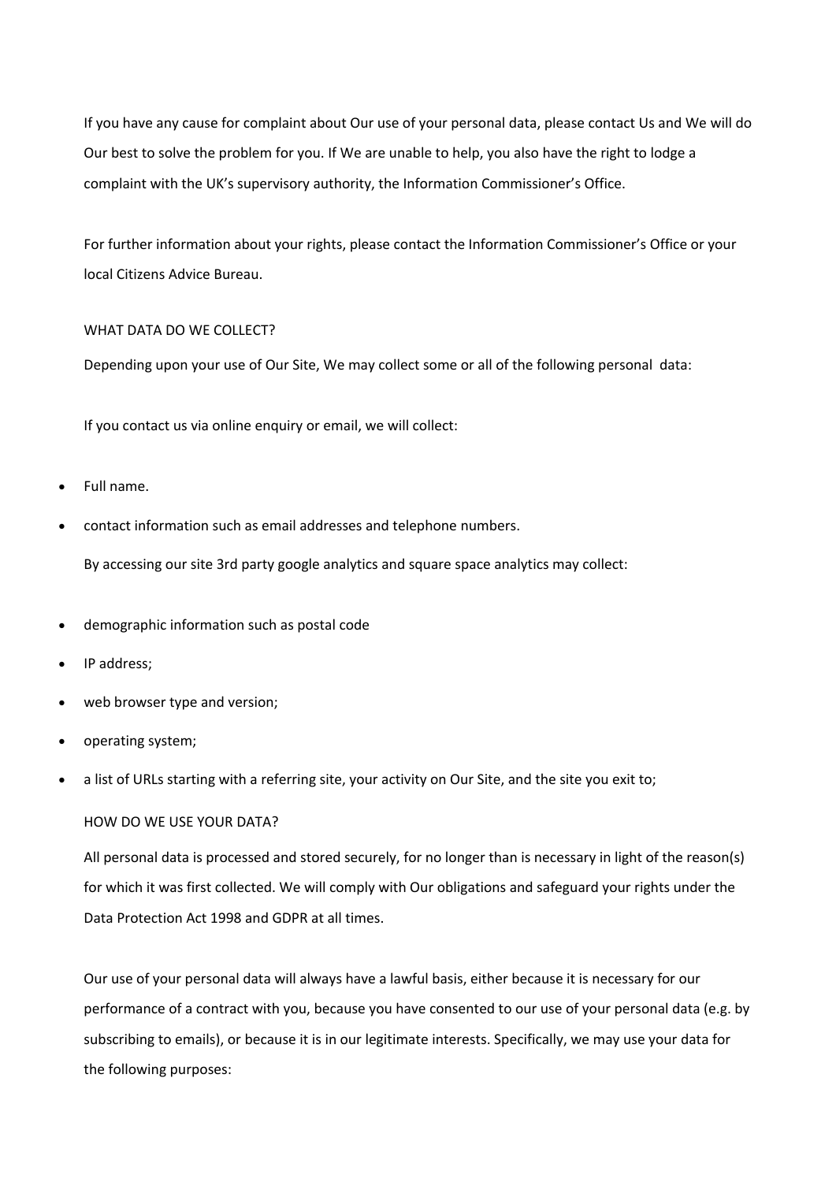If you have any cause for complaint about Our use of your personal data, please contact Us and We will do Our best to solve the problem for you. If We are unable to help, you also have the right to lodge a complaint with the UK's supervisory authority, the Information Commissioner's Office.

For further information about your rights, please contact the Information Commissioner's Office or your local Citizens Advice Bureau.

WHAT DATA DO WE COLLECT?

Depending upon your use of Our Site, We may collect some or all of the following personal data:

If you contact us via online enquiry or email, we will collect:

- Full name.
- contact information such as email addresses and telephone numbers.

By accessing our site 3rd party google analytics and square space analytics may collect:

- demographic information such as postal code
- IP address;
- web browser type and version;
- operating system;
- a list of URLs starting with a referring site, your activity on Our Site, and the site you exit to;

HOW DO WE USE YOUR DATA?

All personal data is processed and stored securely, for no longer than is necessary in light of the reason(s) for which it was first collected. We will comply with Our obligations and safeguard your rights under the Data Protection Act 1998 and GDPR at all times.

Our use of your personal data will always have a lawful basis, either because it is necessary for our performance of a contract with you, because you have consented to our use of your personal data (e.g. by subscribing to emails), or because it is in our legitimate interests. Specifically, we may use your data for the following purposes: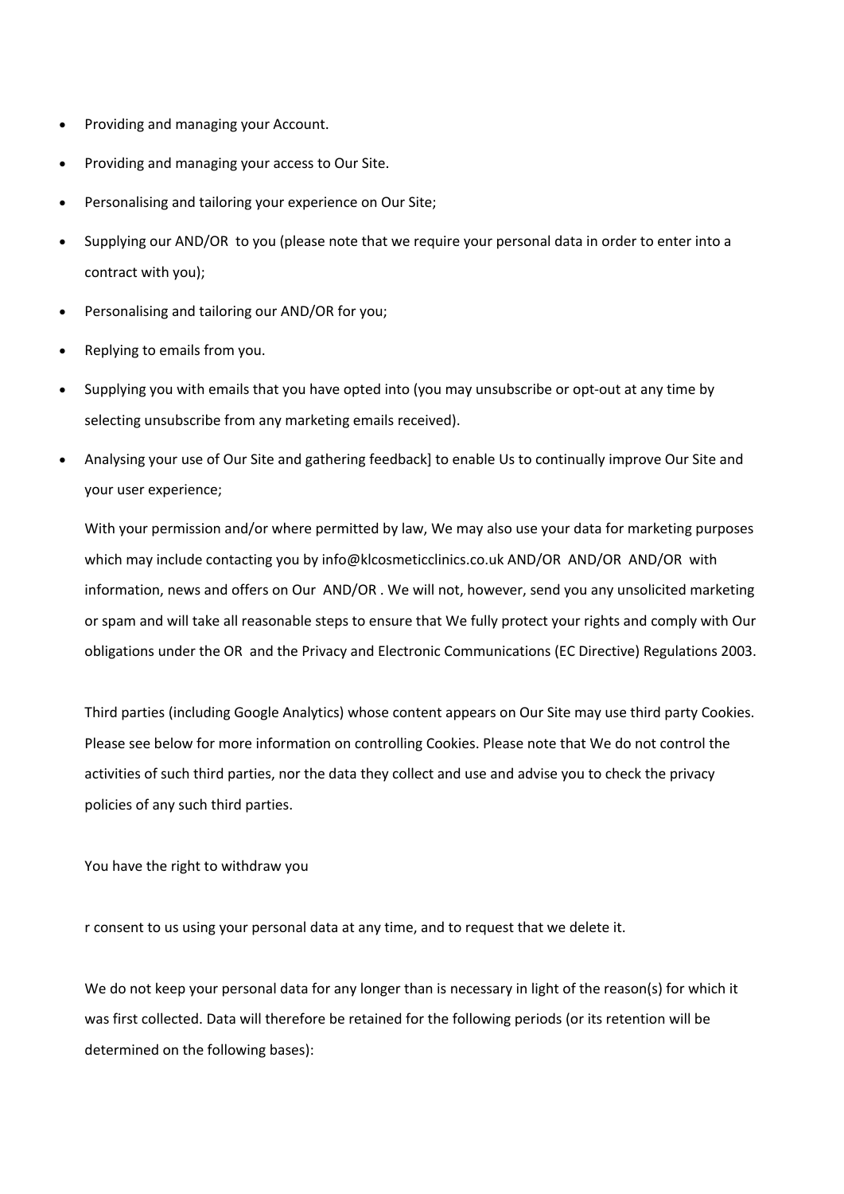- Providing and managing your Account.
- Providing and managing your access to Our Site.
- Personalising and tailoring your experience on Our Site;
- Supplying our AND/OR to you (please note that we require your personal data in order to enter into a contract with you);
- Personalising and tailoring our AND/OR for you;
- Replying to emails from you.
- Supplying you with emails that you have opted into (you may unsubscribe or opt-out at any time by selecting unsubscribe from any marketing emails received).
- Analysing your use of Our Site and gathering feedback] to enable Us to continually improve Our Site and your user experience;

  With your permission and/or where permitted by law, We may also use your data for marketing purposes which may include contacting you by info@klcosmeticclinics.co.uk AND/OR AND/OR AND/OR with information, news and offers on Our AND/OR . We will not, however, send you any unsolicited marketing or spam and will take all reasonable steps to ensure that We fully protect your rights and comply with Our obligations under the OR and the Privacy and Electronic Communications (EC Directive) Regulations 2003.

  Third parties (including Google Analytics) whose content appears on Our Site may use third party Cookies. Please see below for more information on controlling Cookies. Please note that We do not control the activities of such third parties, nor the data they collect and use and advise you to check the privacy policies of any such third parties.

  You have the right to withdraw you

  r consent to us using your personal data at any time, and to request that we delete it.

  We do not keep your personal data for any longer than is necessary in light of the reason(s) for which it was first collected. Data will therefore be retained for the following periods (or its retention will be determined on the following bases):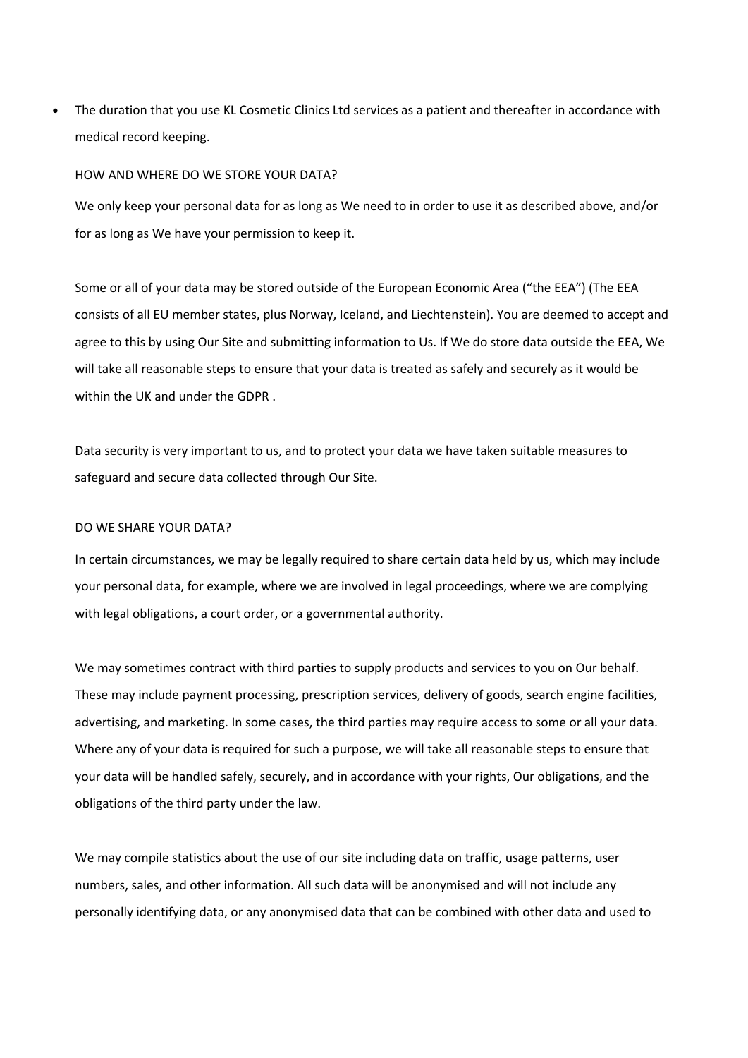- The duration that you use KL Cosmetic Clinics Ltd services as a patient and thereafter in accordance with medical record keeping.

HOW AND WHERE DO WE STORE YOUR DATA?

We only keep your personal data for as long as We need to in order to use it as described above, and/or for as long as We have your permission to keep it.

Some or all of your data may be stored outside of the European Economic Area ("the EEA") (The EEA consists of all EU member states, plus Norway, Iceland, and Liechtenstein). You are deemed to accept and agree to this by using Our Site and submitting information to Us. If We do store data outside the EEA, We will take all reasonable steps to ensure that your data is treated as safely and securely as it would be within the UK and under the GDPR .

Data security is very important to us, and to protect your data we have taken suitable measures to safeguard and secure data collected through Our Site.

DO WE SHARE YOUR DATA?

In certain circumstances, we may be legally required to share certain data held by us, which may include your personal data, for example, where we are involved in legal proceedings, where we are complying with legal obligations, a court order, or a governmental authority.

We may sometimes contract with third parties to supply products and services to you on Our behalf. These may include payment processing, prescription services, delivery of goods, search engine facilities, advertising, and marketing. In some cases, the third parties may require access to some or all your data. Where any of your data is required for such a purpose, we will take all reasonable steps to ensure that your data will be handled safely, securely, and in accordance with your rights, Our obligations, and the obligations of the third party under the law.

We may compile statistics about the use of our site including data on traffic, usage patterns, user numbers, sales, and other information. All such data will be anonymised and will not include any personally identifying data, or any anonymised data that can be combined with other data and used to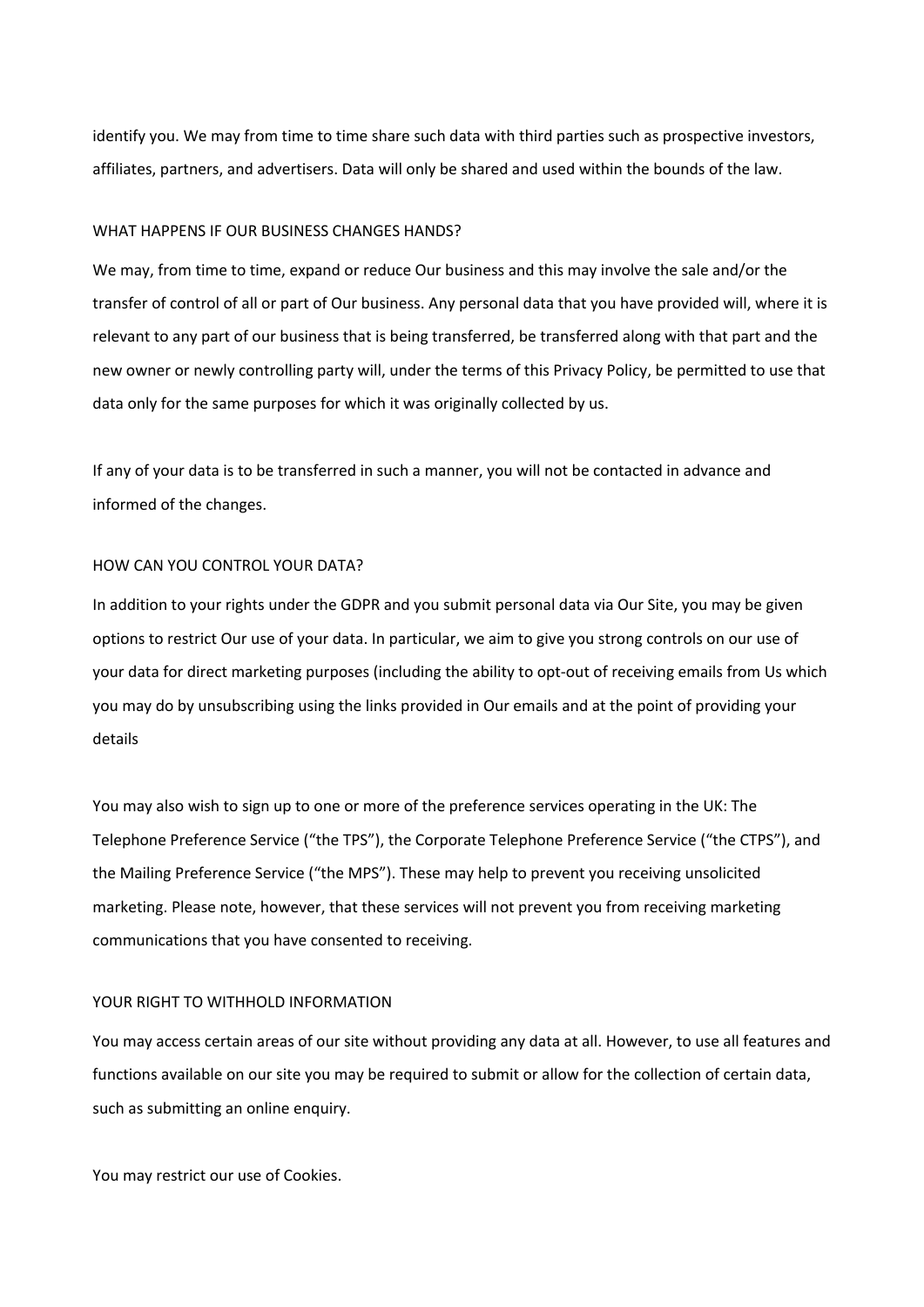identify you. We may from time to time share such data with third parties such as prospective investors, affiliates, partners, and advertisers. Data will only be shared and used within the bounds of the law.

## WHAT HAPPENS IF OUR BUSINESS CHANGES HANDS?

We may, from time to time, expand or reduce Our business and this may involve the sale and/or the transfer of control of all or part of Our business. Any personal data that you have provided will, where it is relevant to any part of our business that is being transferred, be transferred along with that part and the new owner or newly controlling party will, under the terms of this Privacy Policy, be permitted to use that data only for the same purposes for which it was originally collected by us.

If any of your data is to be transferred in such a manner, you will not be contacted in advance and informed of the changes.

## HOW CAN YOU CONTROL YOUR DATA?

In addition to your rights under the GDPR and you submit personal data via Our Site, you may be given options to restrict Our use of your data. In particular, we aim to give you strong controls on our use of your data for direct marketing purposes (including the ability to opt-out of receiving emails from Us which you may do by unsubscribing using the links provided in Our emails and at the point of providing your details

You may also wish to sign up to one or more of the preference services operating in the UK: The Telephone Preference Service ("the TPS"), the Corporate Telephone Preference Service ("the CTPS"), and the Mailing Preference Service ("the MPS"). These may help to prevent you receiving unsolicited marketing. Please note, however, that these services will not prevent you from receiving marketing communications that you have consented to receiving.

## YOUR RIGHT TO WITHHOLD INFORMATION

You may access certain areas of our site without providing any data at all. However, to use all features and functions available on our site you may be required to submit or allow for the collection of certain data, such as submitting an online enquiry.

You may restrict our use of Cookies.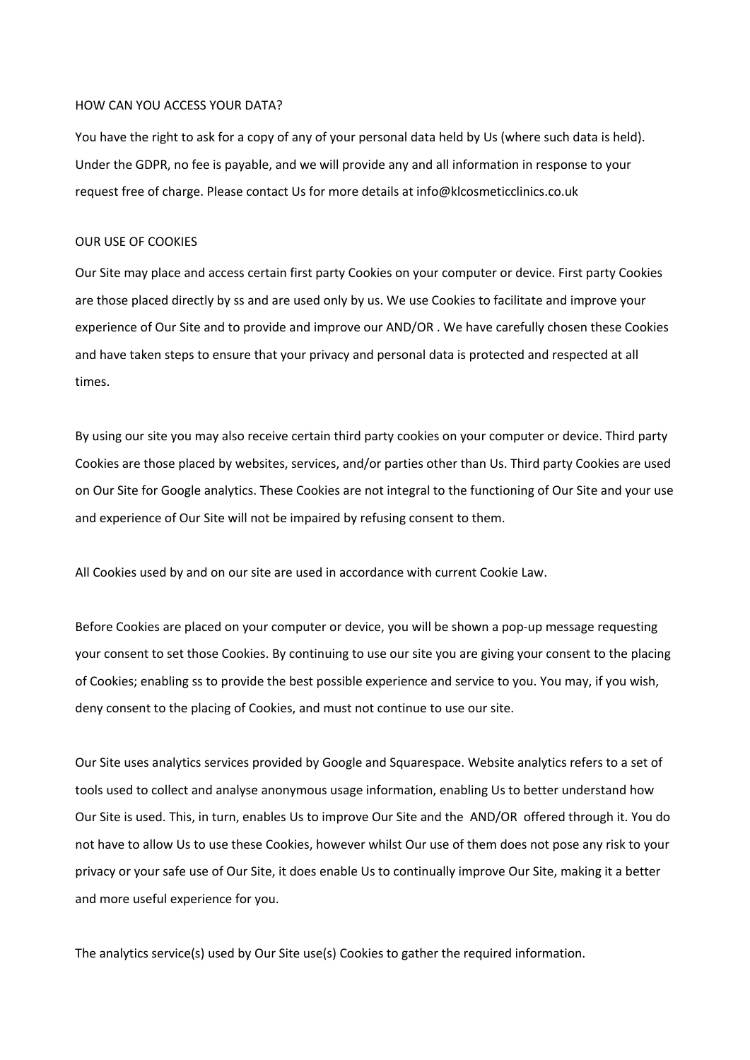## HOW CAN YOU ACCESS YOUR DATA?

You have the right to ask for a copy of any of your personal data held by Us (where such data is held). Under the GDPR, no fee is payable, and we will provide any and all information in response to your request free of charge. Please contact Us for more details at info@klcosmeticclinics.co.uk

## OUR USE OF COOKIES

Our Site may place and access certain first party Cookies on your computer or device. First party Cookies are those placed directly by ss and are used only by us. We use Cookies to facilitate and improve your experience of Our Site and to provide and improve our AND/OR . We have carefully chosen these Cookies and have taken steps to ensure that your privacy and personal data is protected and respected at all times.

By using our site you may also receive certain third party cookies on your computer or device. Third party Cookies are those placed by websites, services, and/or parties other than Us. Third party Cookies are used on Our Site for Google analytics. These Cookies are not integral to the functioning of Our Site and your use and experience of Our Site will not be impaired by refusing consent to them.

All Cookies used by and on our site are used in accordance with current Cookie Law.

Before Cookies are placed on your computer or device, you will be shown a pop-up message requesting your consent to set those Cookies. By continuing to use our site you are giving your consent to the placing of Cookies; enabling ss to provide the best possible experience and service to you. You may, if you wish, deny consent to the placing of Cookies, and must not continue to use our site.

Our Site uses analytics services provided by Google and Squarespace. Website analytics refers to a set of tools used to collect and analyse anonymous usage information, enabling Us to better understand how Our Site is used. This, in turn, enables Us to improve Our Site and the AND/OR offered through it. You do not have to allow Us to use these Cookies, however whilst Our use of them does not pose any risk to your privacy or your safe use of Our Site, it does enable Us to continually improve Our Site, making it a better and more useful experience for you.

The analytics service(s) used by Our Site use(s) Cookies to gather the required information.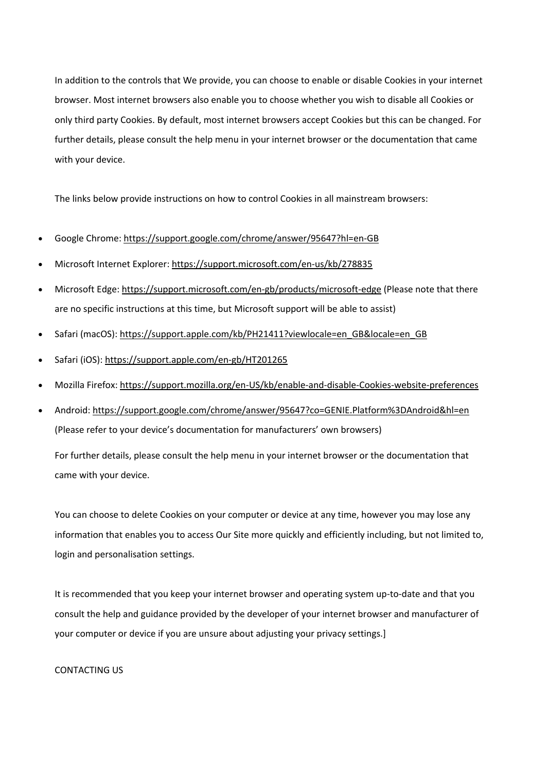In addition to the controls that We provide, you can choose to enable or disable Cookies in your internet browser. Most internet browsers also enable you to choose whether you wish to disable all Cookies or only third party Cookies. By default, most internet browsers accept Cookies but this can be changed. For further details, please consult the help menu in your internet browser or the documentation that came with your device.

The links below provide instructions on how to control Cookies in all mainstream browsers:

- Google Chrome: https://support.google.com/chrome/answer/95647?hl=en-GB
- Microsoft Internet Explorer: https://support.microsoft.com/en-us/kb/278835
- Microsoft Edge: https://support.microsoft.com/en-gb/products/microsoft-edge (Please note that there are no specific instructions at this time, but Microsoft support will be able to assist)
- Safari (macOS): https://support.apple.com/kb/PH21411?viewlocale=en_GB&locale=en_GB
- Safari (iOS): https://support.apple.com/en-gb/HT201265
- Mozilla Firefox: https://support.mozilla.org/en-US/kb/enable-and-disable-Cookies-website-preferences
- Android: https://support.google.com/chrome/answer/95647?co=GENIE.Platform%3DAndroid&hl=en (Please refer to your device's documentation for manufacturers' own browsers)

  For further details, please consult the help menu in your internet browser or the documentation that came with your device.

You can choose to delete Cookies on your computer or device at any time, however you may lose any information that enables you to access Our Site more quickly and efficiently including, but not limited to, login and personalisation settings.

It is recommended that you keep your internet browser and operating system up-to-date and that you consult the help and guidance provided by the developer of your internet browser and manufacturer of your computer or device if you are unsure about adjusting your privacy settings.]

CONTACTING US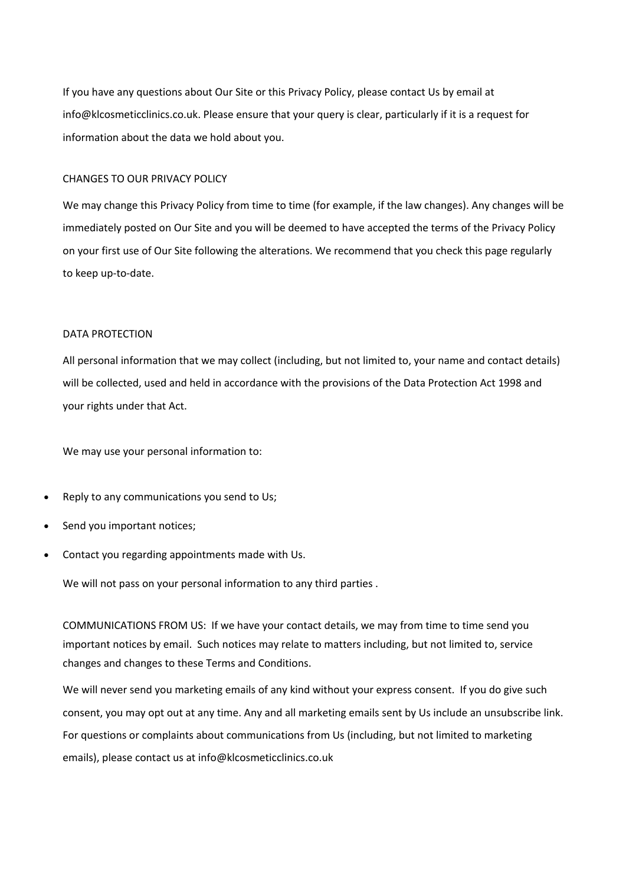If you have any questions about Our Site or this Privacy Policy, please contact Us by email at info@klcosmeticclinics.co.uk. Please ensure that your query is clear, particularly if it is a request for information about the data we hold about you.

## CHANGES TO OUR PRIVACY POLICY

We may change this Privacy Policy from time to time (for example, if the law changes). Any changes will be immediately posted on Our Site and you will be deemed to have accepted the terms of the Privacy Policy on your first use of Our Site following the alterations. We recommend that you check this page regularly to keep up-to-date.

## DATA PROTECTION

All personal information that we may collect (including, but not limited to, your name and contact details) will be collected, used and held in accordance with the provisions of the Data Protection Act 1998 and your rights under that Act.

We may use your personal information to:

- Reply to any communications you send to Us;
- Send you important notices;
- Contact you regarding appointments made with Us.

We will not pass on your personal information to any third parties .

COMMUNICATIONS FROM US: If we have your contact details, we may from time to time send you important notices by email. Such notices may relate to matters including, but not limited to, service changes and changes to these Terms and Conditions.

We will never send you marketing emails of any kind without your express consent. If you do give such consent, you may opt out at any time. Any and all marketing emails sent by Us include an unsubscribe link. For questions or complaints about communications from Us (including, but not limited to marketing emails), please contact us at info@klcosmeticclinics.co.uk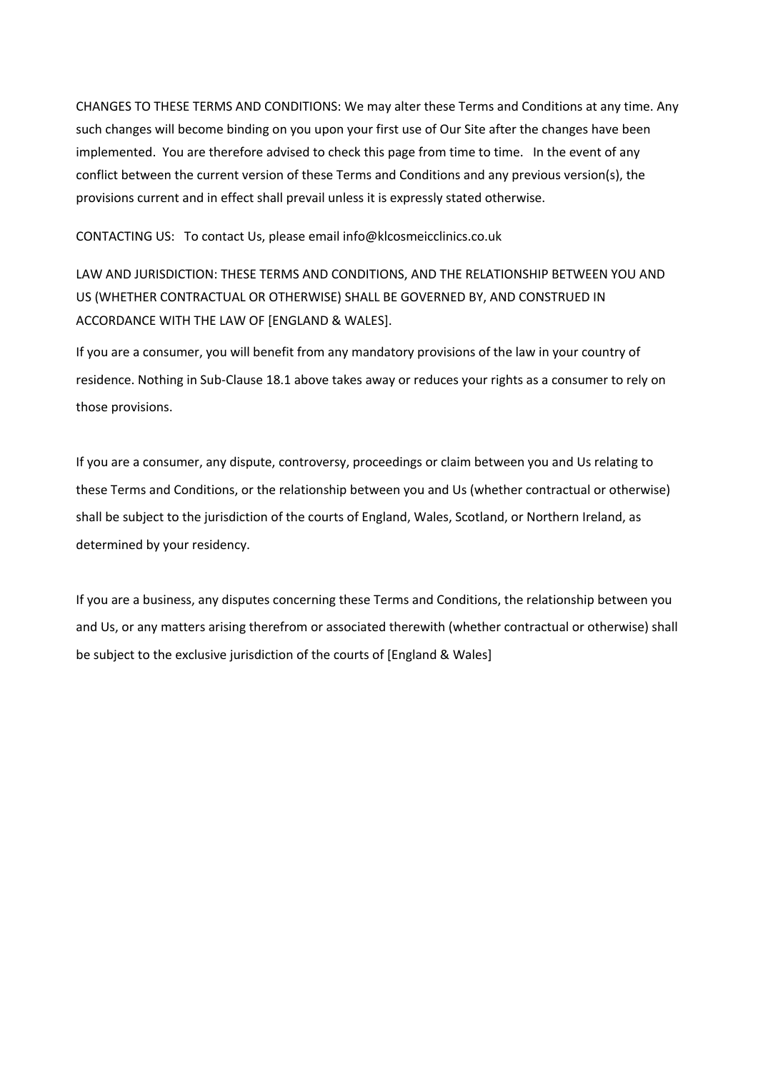CHANGES TO THESE TERMS AND CONDITIONS: We may alter these Terms and Conditions at any time. Any such changes will become binding on you upon your first use of Our Site after the changes have been implemented. You are therefore advised to check this page from time to time. In the event of any conflict between the current version of these Terms and Conditions and any previous version(s), the provisions current and in effect shall prevail unless it is expressly stated otherwise.

CONTACTING US: To contact Us, please email info@klcosmeicclinics.co.uk

LAW AND JURISDICTION: THESE TERMS AND CONDITIONS, AND THE RELATIONSHIP BETWEEN YOU AND US (WHETHER CONTRACTUAL OR OTHERWISE) SHALL BE GOVERNED BY, AND CONSTRUED IN ACCORDANCE WITH THE LAW OF [ENGLAND & WALES].

If you are a consumer, you will benefit from any mandatory provisions of the law in your country of residence. Nothing in Sub-Clause 18.1 above takes away or reduces your rights as a consumer to rely on those provisions.

If you are a consumer, any dispute, controversy, proceedings or claim between you and Us relating to these Terms and Conditions, or the relationship between you and Us (whether contractual or otherwise) shall be subject to the jurisdiction of the courts of England, Wales, Scotland, or Northern Ireland, as determined by your residency.

If you are a business, any disputes concerning these Terms and Conditions, the relationship between you and Us, or any matters arising therefrom or associated therewith (whether contractual or otherwise) shall be subject to the exclusive jurisdiction of the courts of [England & Wales]